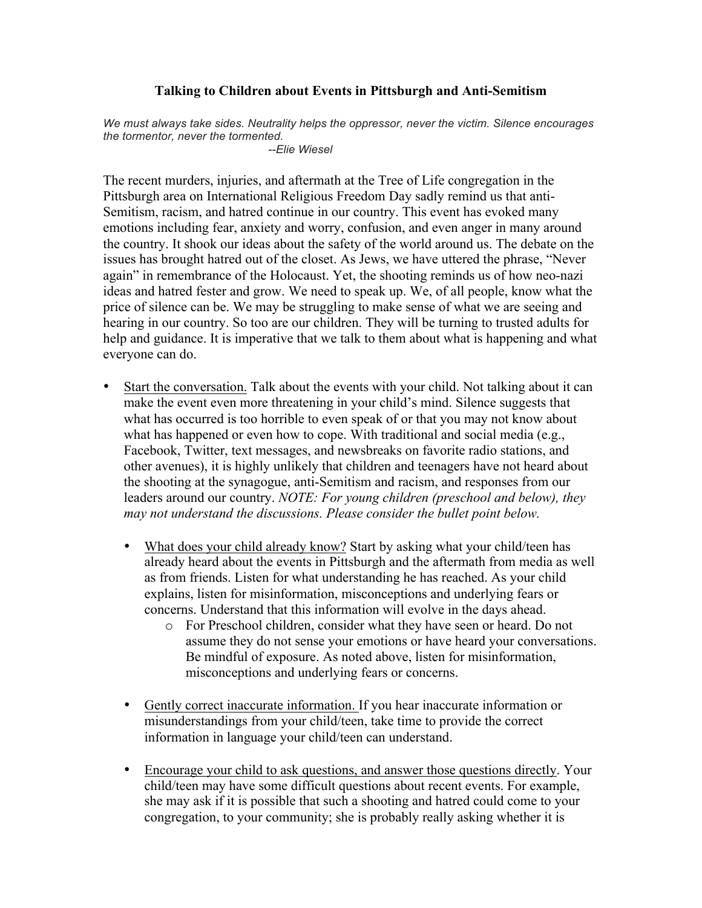# Talking to Children about Events in Pittsburgh and Anti-Semitism

*We must always take sides. Neutrality helps the oppressor, never the victim. Silence encourages the tormentor, never the tormented.*
*--Elie Wiesel*

The recent murders, injuries, and aftermath at the Tree of Life congregation in the Pittsburgh area on International Religious Freedom Day sadly remind us that anti-Semitism, racism, and hatred continue in our country. This event has evoked many emotions including fear, anxiety and worry, confusion, and even anger in many around the country. It shook our ideas about the safety of the world around us. The debate on the issues has brought hatred out of the closet. As Jews, we have uttered the phrase, "Never again" in remembrance of the Holocaust. Yet, the shooting reminds us of how neo-nazi ideas and hatred fester and grow. We need to speak up. We, of all people, know what the price of silence can be. We may be struggling to make sense of what we are seeing and hearing in our country. So too are our children. They will be turning to trusted adults for help and guidance. It is imperative that we talk to them about what is happening and what everyone can do.

- <u>Start the conversation.</u> Talk about the events with your child. Not talking about it can make the event even more threatening in your child's mind. Silence suggests that what has occurred is too horrible to even speak of or that you may not know about what has happened or even how to cope. With traditional and social media (e.g., Facebook, Twitter, text messages, and newsbreaks on favorite radio stations, and other avenues), it is highly unlikely that children and teenagers have not heard about the shooting at the synagogue, anti-Semitism and racism, and responses from our leaders around our country. *NOTE: For young children (preschool and below), they may not understand the discussions. Please consider the bullet point below.*
  - <u>What does your child already know?</u> Start by asking what your child/teen has already heard about the events in Pittsburgh and the aftermath from media as well as from friends. Listen for what understanding he has reached. As your child explains, listen for misinformation, misconceptions and underlying fears or concerns. Understand that this information will evolve in the days ahead.
    - For Preschool children, consider what they have seen or heard. Do not assume they do not sense your emotions or have heard your conversations. Be mindful of exposure. As noted above, listen for misinformation, misconceptions and underlying fears or concerns.
  - <u>Gently correct inaccurate information.</u> If you hear inaccurate information or misunderstandings from your child/teen, take time to provide the correct information in language your child/teen can understand.
  - <u>Encourage your child to ask questions, and answer those questions directly</u>. Your child/teen may have some difficult questions about recent events. For example, she may ask if it is possible that such a shooting and hatred could come to your congregation, to your community; she is probably really asking whether it is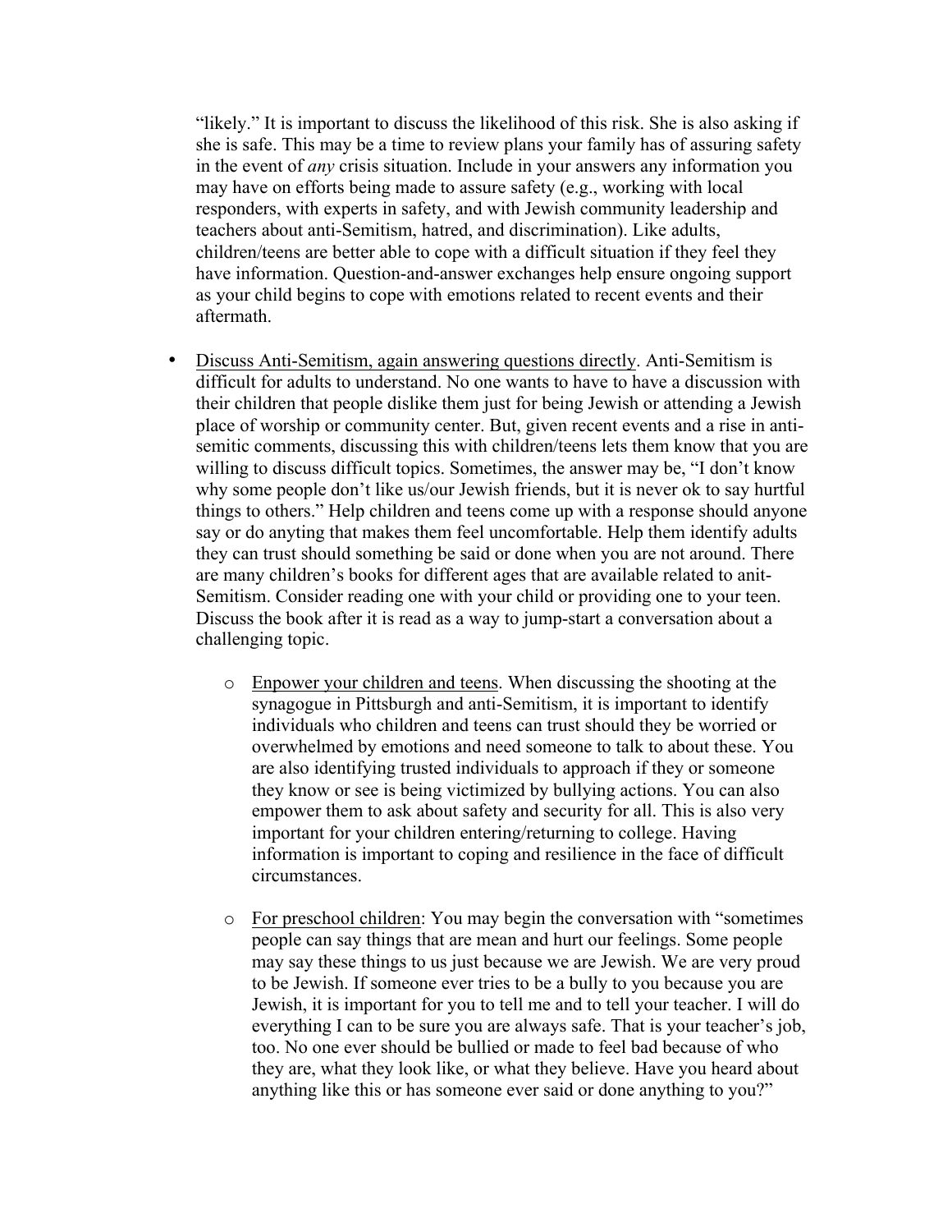"likely." It is important to discuss the likelihood of this risk. She is also asking if she is safe. This may be a time to review plans your family has of assuring safety in the event of *any* crisis situation. Include in your answers any information you may have on efforts being made to assure safety (e.g., working with local responders, with experts in safety, and with Jewish community leadership and teachers about anti-Semitism, hatred, and discrimination). Like adults, children/teens are better able to cope with a difficult situation if they feel they have information. Question-and-answer exchanges help ensure ongoing support as your child begins to cope with emotions related to recent events and their aftermath.

- <u>Discuss Anti-Semitism, again answering questions directly</u>. Anti-Semitism is difficult for adults to understand. No one wants to have to have a discussion with their children that people dislike them just for being Jewish or attending a Jewish place of worship or community center. But, given recent events and a rise in anti-semitic comments, discussing this with children/teens lets them know that you are willing to discuss difficult topics. Sometimes, the answer may be, "I don't know why some people don't like us/our Jewish friends, but it is never ok to say hurtful things to others." Help children and teens come up with a response should anyone say or do anyting that makes them feel uncomfortable. Help them identify adults they can trust should something be said or done when you are not around. There are many children's books for different ages that are available related to anit-Semitism. Consider reading one with your child or providing one to your teen. Discuss the book after it is read as a way to jump-start a conversation about a challenging topic.

    - <u>Enpower your children and teens</u>. When discussing the shooting at the synagogue in Pittsburgh and anti-Semitism, it is important to identify individuals who children and teens can trust should they be worried or overwhelmed by emotions and need someone to talk to about these. You are also identifying trusted individuals to approach if they or someone they know or see is being victimized by bullying actions. You can also empower them to ask about safety and security for all. This is also very important for your children entering/returning to college. Having information is important to coping and resilience in the face of difficult circumstances.

    - <u>For preschool children</u>: You may begin the conversation with "sometimes people can say things that are mean and hurt our feelings. Some people may say these things to us just because we are Jewish. We are very proud to be Jewish. If someone ever tries to be a bully to you because you are Jewish, it is important for you to tell me and to tell your teacher. I will do everything I can to be sure you are always safe. That is your teacher's job, too. No one ever should be bullied or made to feel bad because of who they are, what they look like, or what they believe. Have you heard about anything like this or has someone ever said or done anything to you?"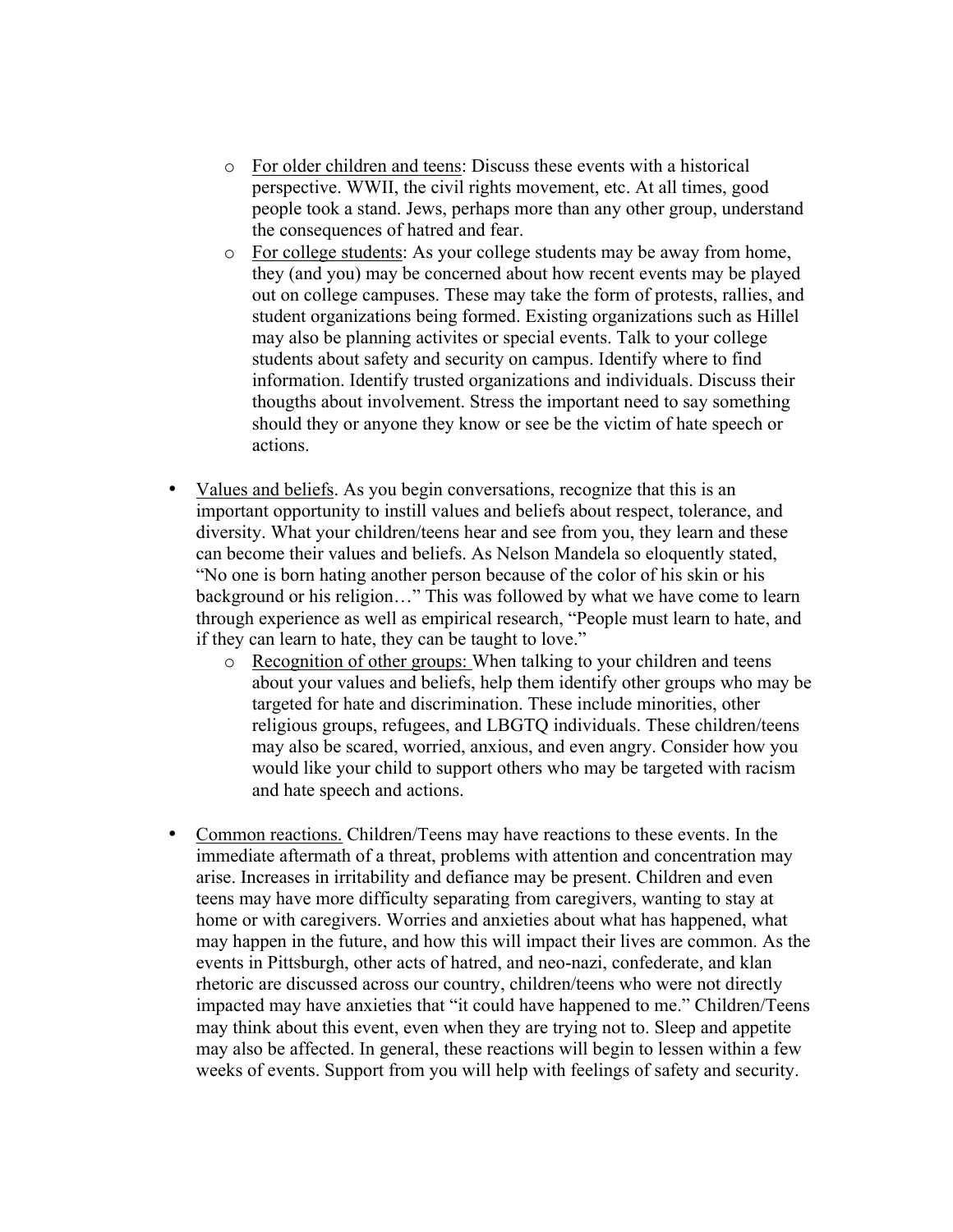- <u>For older children and teens</u>: Discuss these events with a historical perspective. WWII, the civil rights movement, etc. At all times, good people took a stand. Jews, perhaps more than any other group, understand the consequences of hatred and fear.
  - <u>For college students</u>: As your college students may be away from home, they (and you) may be concerned about how recent events may be played out on college campuses. These may take the form of protests, rallies, and student organizations being formed. Existing organizations such as Hillel may also be planning activites or special events. Talk to your college students about safety and security on campus. Identify where to find information. Identify trusted organizations and individuals. Discuss their thougths about involvement. Stress the important need to say something should they or anyone they know or see be the victim of hate speech or actions.

- <u>Values and beliefs</u>. As you begin conversations, recognize that this is an important opportunity to instill values and beliefs about respect, tolerance, and diversity. What your children/teens hear and see from you, they learn and these can become their values and beliefs. As Nelson Mandela so eloquently stated, "No one is born hating another person because of the color of his skin or his background or his religion…" This was followed by what we have come to learn through experience as well as empirical research, "People must learn to hate, and if they can learn to hate, they can be taught to love."
  - <u>Recognition of other groups:</u> When talking to your children and teens about your values and beliefs, help them identify other groups who may be targeted for hate and discrimination. These include minorities, other religious groups, refugees, and LBGTQ individuals. These children/teens may also be scared, worried, anxious, and even angry. Consider how you would like your child to support others who may be targeted with racism and hate speech and actions.

- <u>Common reactions.</u> Children/Teens may have reactions to these events. In the immediate aftermath of a threat, problems with attention and concentration may arise. Increases in irritability and defiance may be present. Children and even teens may have more difficulty separating from caregivers, wanting to stay at home or with caregivers. Worries and anxieties about what has happened, what may happen in the future, and how this will impact their lives are common. As the events in Pittsburgh, other acts of hatred, and neo-nazi, confederate, and klan rhetoric are discussed across our country, children/teens who were not directly impacted may have anxieties that "it could have happened to me." Children/Teens may think about this event, even when they are trying not to. Sleep and appetite may also be affected. In general, these reactions will begin to lessen within a few weeks of events. Support from you will help with feelings of safety and security.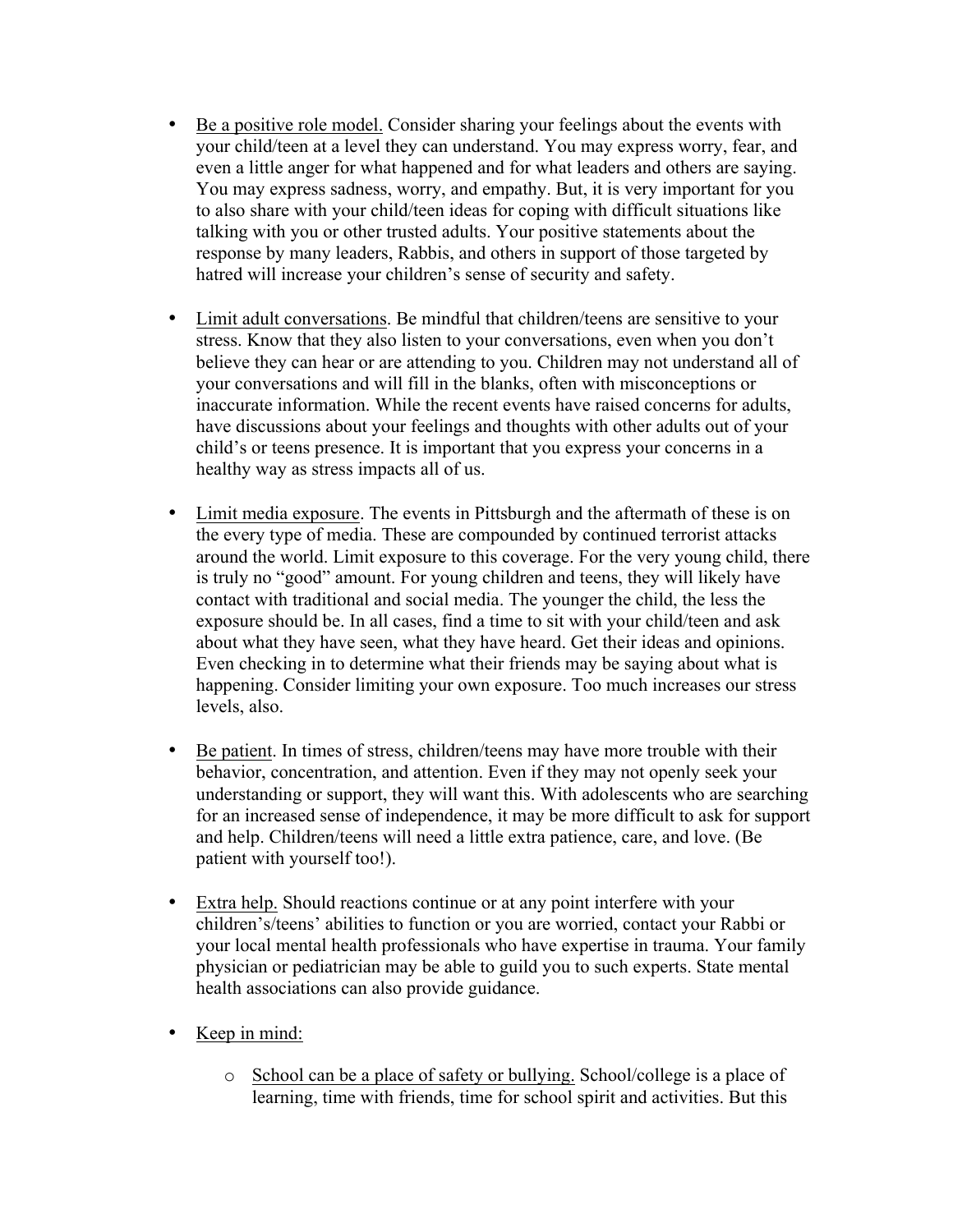- Be a positive role model. Consider sharing your feelings about the events with your child/teen at a level they can understand. You may express worry, fear, and even a little anger for what happened and for what leaders and others are saying. You may express sadness, worry, and empathy. But, it is very important for you to also share with your child/teen ideas for coping with difficult situations like talking with you or other trusted adults. Your positive statements about the response by many leaders, Rabbis, and others in support of those targeted by hatred will increase your children's sense of security and safety.

- Limit adult conversations. Be mindful that children/teens are sensitive to your stress. Know that they also listen to your conversations, even when you don't believe they can hear or are attending to you. Children may not understand all of your conversations and will fill in the blanks, often with misconceptions or inaccurate information. While the recent events have raised concerns for adults, have discussions about your feelings and thoughts with other adults out of your child's or teens presence. It is important that you express your concerns in a healthy way as stress impacts all of us.

- Limit media exposure. The events in Pittsburgh and the aftermath of these is on the every type of media. These are compounded by continued terrorist attacks around the world. Limit exposure to this coverage. For the very young child, there is truly no "good" amount. For young children and teens, they will likely have contact with traditional and social media. The younger the child, the less the exposure should be. In all cases, find a time to sit with your child/teen and ask about what they have seen, what they have heard. Get their ideas and opinions. Even checking in to determine what their friends may be saying about what is happening. Consider limiting your own exposure. Too much increases our stress levels, also.

- Be patient. In times of stress, children/teens may have more trouble with their behavior, concentration, and attention. Even if they may not openly seek your understanding or support, they will want this. With adolescents who are searching for an increased sense of independence, it may be more difficult to ask for support and help. Children/teens will need a little extra patience, care, and love. (Be patient with yourself too!).

- Extra help. Should reactions continue or at any point interfere with your children's/teens' abilities to function or you are worried, contact your Rabbi or your local mental health professionals who have expertise in trauma. Your family physician or pediatrician may be able to guild you to such experts. State mental health associations can also provide guidance.

- Keep in mind:

  - School can be a place of safety or bullying. School/college is a place of learning, time with friends, time for school spirit and activities. But this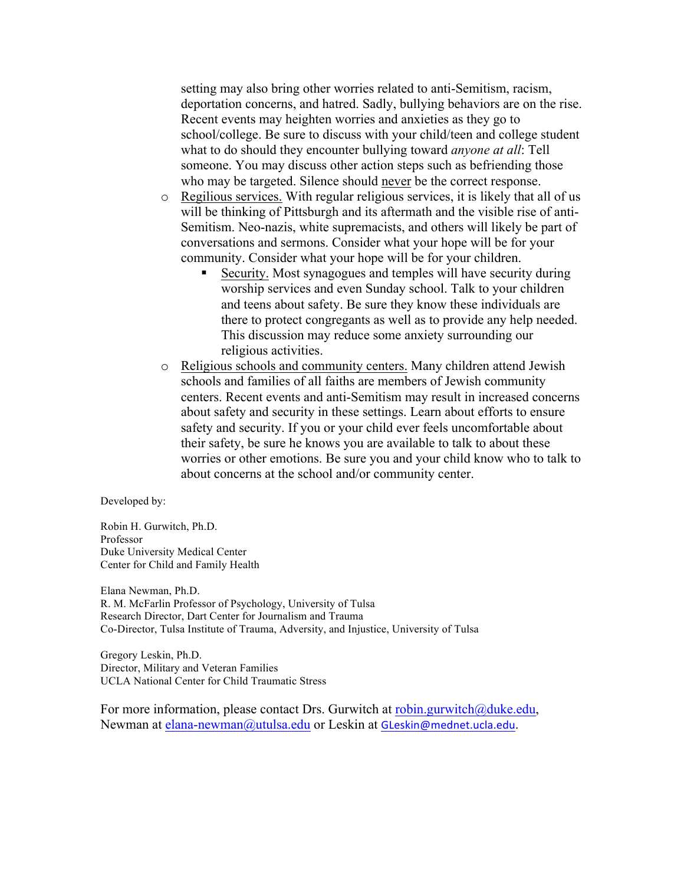setting may also bring other worries related to anti-Semitism, racism, deportation concerns, and hatred. Sadly, bullying behaviors are on the rise. Recent events may heighten worries and anxieties as they go to school/college. Be sure to discuss with your child/teen and college student what to do should they encounter bullying toward *anyone at all*: Tell someone. You may discuss other action steps such as befriending those who may be targeted. Silence should <u>never</u> be the correct response.

- <u>Regilious services.</u> With regular religious services, it is likely that all of us will be thinking of Pittsburgh and its aftermath and the visible rise of anti-Semitism. Neo-nazis, white supremacists, and others will likely be part of conversations and sermons. Consider what your hope will be for your community. Consider what your hope will be for your children.
    - <u>Security.</u> Most synagogues and temples will have security during worship services and even Sunday school. Talk to your children and teens about safety. Be sure they know these individuals are there to protect congregants as well as to provide any help needed. This discussion may reduce some anxiety surrounding our religious activities.
- <u>Religious schools and community centers.</u> Many children attend Jewish schools and families of all faiths are members of Jewish community centers. Recent events and anti-Semitism may result in increased concerns about safety and security in these settings. Learn about efforts to ensure safety and security. If you or your child ever feels uncomfortable about their safety, be sure he knows you are available to talk to about these worries or other emotions. Be sure you and your child know who to talk to about concerns at the school and/or community center.

Developed by:

Robin H. Gurwitch, Ph.D.
Professor
Duke University Medical Center
Center for Child and Family Health

Elana Newman, Ph.D.
R. M. McFarlin Professor of Psychology, University of Tulsa
Research Director, Dart Center for Journalism and Trauma
Co-Director, Tulsa Institute of Trauma, Adversity, and Injustice, University of Tulsa

Gregory Leskin, Ph.D.
Director, Military and Veteran Families
UCLA National Center for Child Traumatic Stress

For more information, please contact Drs. Gurwitch at robin.gurwitch@duke.edu, Newman at elana-newman@utulsa.edu or Leskin at GLeskin@mednet.ucla.edu.